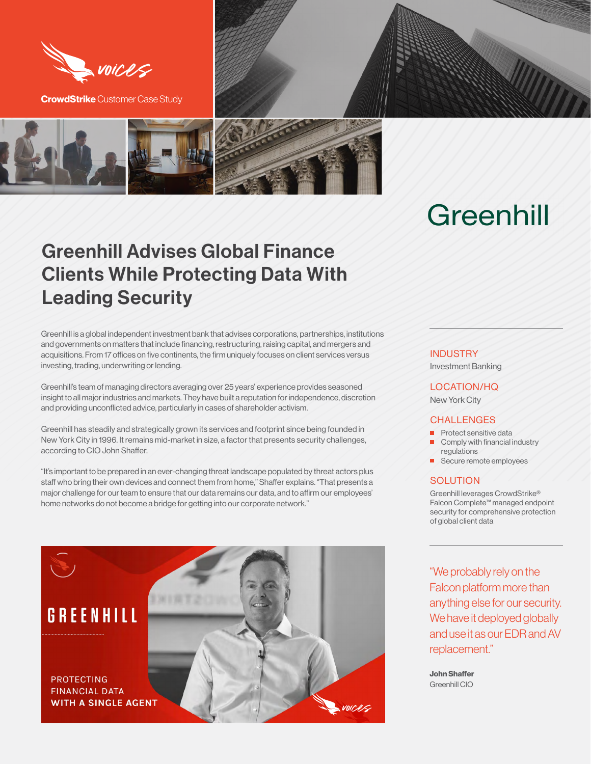voices

**CrowdStrike** Customer Case Study

Greenhill

# Greenhill Advises Global Finance Clients While Protecting Data With Leading Security

Greenhill is a global independent investment bank that advises corporations, partnerships, institutions and governments on matters that include financing, restructuring, raising capital, and mergers and acquisitions. From 17 offices on five continents, the firm uniquely focuses on client services versus investing, trading, underwriting or lending.

Greenhill's team of managing directors averaging over 25 years' experience provides seasoned insight to all major industries and markets. They have built a reputation for independence, discretion and providing unconflicted advice, particularly in cases of shareholder activism.

Greenhill has steadily and strategically grown its services and footprint since being founded in New York City in 1996. It remains mid-market in size, a factor that presents security challenges, according to CIO John Shaffer.

"It's important to be prepared in an ever-changing threat landscape populated by threat actors plus staff who bring their own devices and connect them from home," Shaffer explains. "That presents a major challenge for our team to ensure that our data remains our data, and to affirm our employees' home networks do not become a bridge for getting into our corporate network."

GREENHILL

PROTECTING FINANCIAL DATA **WITH A SINGLE AGENT**

## INDUSTRY

Investment Banking

## LOCATION/HQ

New York City

## CHALLENGES

- Protect sensitive data
- Comply with financial industry regulations
- Secure remote employees

## SOLUTION

Greenhill leverages CrowdStrike® Falcon Complete™ managed endpoint security for comprehensive protection of global client data

"We probably rely on the Falcon platform more than anything else for our security. We have it deployed globally and use it as our EDR and AV replacement."

**John Shaffer**
Greenhill CIO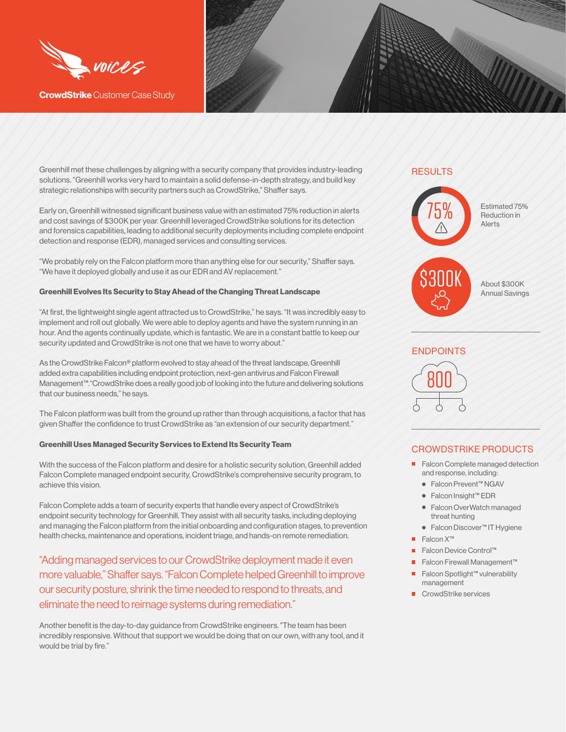CrowdStrike Customer Case Study

Greenhill met these challenges by aligning with a security company that provides industry-leading solutions. "Greenhill works very hard to maintain a solid defense-in-depth strategy, and build key strategic relationships with security partners such as CrowdStrike," Shaffer says.

Early on, Greenhill witnessed significant business value with an estimated 75% reduction in alerts and cost savings of $300K per year. Greenhill leveraged CrowdStrike solutions for its detection and forensics capabilities, leading to additional security deployments including complete endpoint detection and response (EDR), managed services and consulting services.

"We probably rely on the Falcon platform more than anything else for our security," Shaffer says. "We have it deployed globally and use it as our EDR and AV replacement."

**Greenhill Evolves Its Security to Stay Ahead of the Changing Threat Landscape**

"At first, the lightweight single agent attracted us to CrowdStrike," he says. "It was incredibly easy to implement and roll out globally. We were able to deploy agents and have the system running in an hour. And the agents continually update, which is fantastic. We are in a constant battle to keep our security updated and CrowdStrike is not one that we have to worry about."

As the CrowdStrike Falcon® platform evolved to stay ahead of the threat landscape, Greenhill added extra capabilities including endpoint protection, next-gen antivirus and Falcon Firewall Management™."CrowdStrike does a really good job of looking into the future and delivering solutions that our business needs," he says.

The Falcon platform was built from the ground up rather than through acquisitions, a factor that has given Shaffer the confidence to trust CrowdStrike as "an extension of our security department."

**Greenhill Uses Managed Security Services to Extend Its Security Team**

With the success of the Falcon platform and desire for a holistic security solution, Greenhill added Falcon Complete managed endpoint security, CrowdStrike's comprehensive security program, to achieve this vision.

Falcon Complete adds a team of security experts that handle every aspect of CrowdStrike's endpoint security technology for Greenhill. They assist with all security tasks, including deploying and managing the Falcon platform from the initial onboarding and configuration stages, to prevention health checks, maintenance and operations, incident triage, and hands-on remote remediation.

> "Adding managed services to our CrowdStrike deployment made it even more valuable," Shaffer says. "Falcon Complete helped Greenhill to improve our security posture, shrink the time needed to respond to threats, and eliminate the need to reimage systems during remediation."

Another benefit is the day-to-day guidance from CrowdStrike engineers. "The team has been incredibly responsive. Without that support we would be doing that on our own, with any tool, and it would be trial by fire."

## RESULTS

**75%** — Estimated 75% Reduction in Alerts

**$300K** — About $300K Annual Savings

## ENDPOINTS

**800**

## CROWDSTRIKE PRODUCTS

- Falcon Complete managed detection and response, including:
  - Falcon Prevent™ NGAV
  - Falcon Insight™ EDR
  - Falcon OverWatch managed threat hunting
  - Falcon Discover™ IT Hygiene
- Falcon X™
- Falcon Device Control™
- Falcon Firewall Management™
- Falcon Spotlight™ vulnerability management
- CrowdStrike services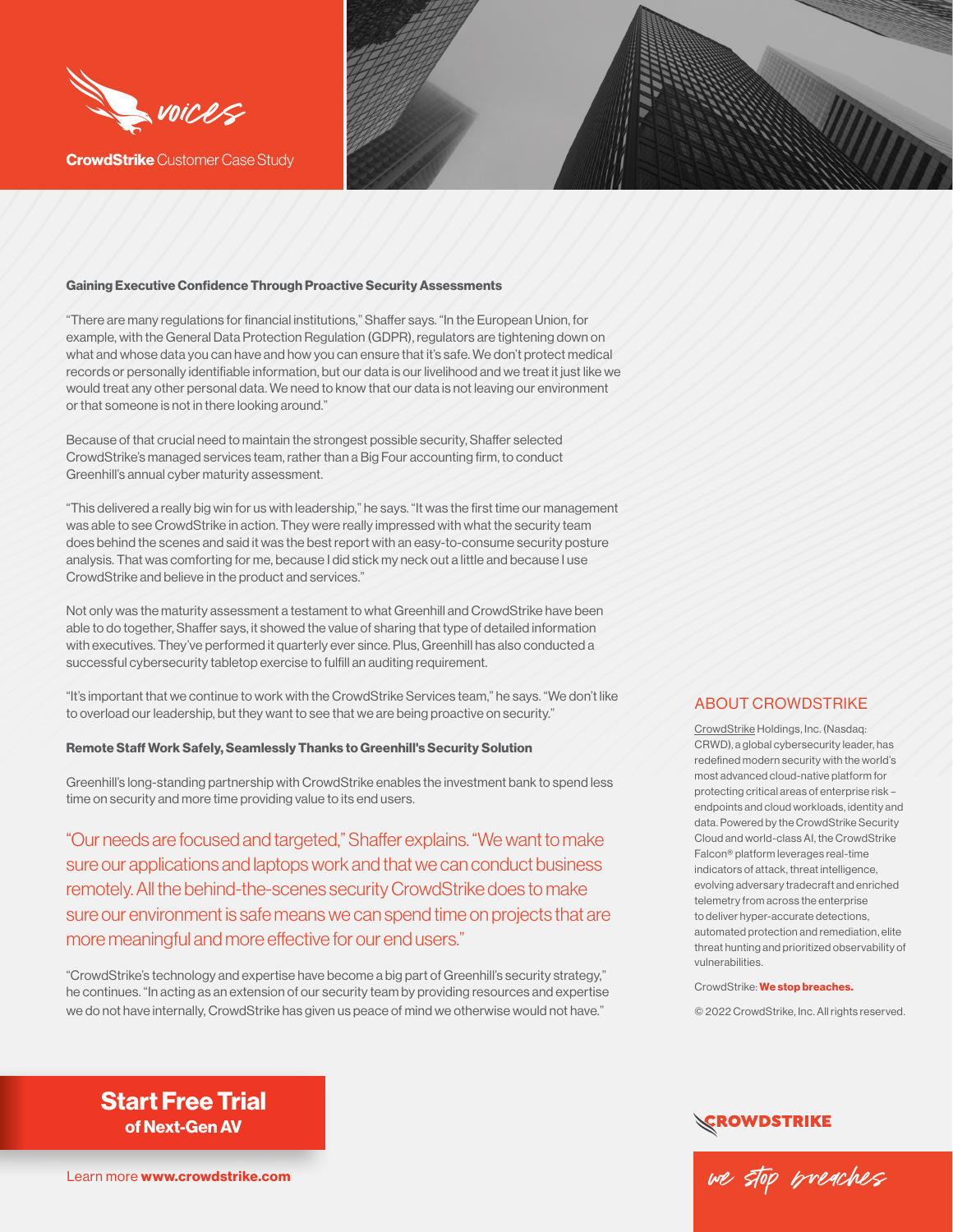CrowdStrike Customer Case Study

### Gaining Executive Confidence Through Proactive Security Assessments

"There are many regulations for financial institutions," Shaffer says. "In the European Union, for example, with the General Data Protection Regulation (GDPR), regulators are tightening down on what and whose data you can have and how you can ensure that it's safe. We don't protect medical records or personally identifiable information, but our data is our livelihood and we treat it just like we would treat any other personal data. We need to know that our data is not leaving our environment or that someone is not in there looking around."

Because of that crucial need to maintain the strongest possible security, Shaffer selected CrowdStrike's managed services team, rather than a Big Four accounting firm, to conduct Greenhill's annual cyber maturity assessment.

"This delivered a really big win for us with leadership," he says. "It was the first time our management was able to see CrowdStrike in action. They were really impressed with what the security team does behind the scenes and said it was the best report with an easy-to-consume security posture analysis. That was comforting for me, because I did stick my neck out a little and because I use CrowdStrike and believe in the product and services."

Not only was the maturity assessment a testament to what Greenhill and CrowdStrike have been able to do together, Shaffer says, it showed the value of sharing that type of detailed information with executives. They've performed it quarterly ever since. Plus, Greenhill has also conducted a successful cybersecurity tabletop exercise to fulfill an auditing requirement.

"It's important that we continue to work with the CrowdStrike Services team," he says. "We don't like to overload our leadership, but they want to see that we are being proactive on security."

### Remote Staff Work Safely, Seamlessly Thanks to Greenhill's Security Solution

Greenhill's long-standing partnership with CrowdStrike enables the investment bank to spend less time on security and more time providing value to its end users.

"Our needs are focused and targeted," Shaffer explains. "We want to make sure our applications and laptops work and that we can conduct business remotely. All the behind-the-scenes security CrowdStrike does to make sure our environment is safe means we can spend time on projects that are more meaningful and more effective for our end users."

"CrowdStrike's technology and expertise have become a big part of Greenhill's security strategy," he continues. "In acting as an extension of our security team by providing resources and expertise we do not have internally, CrowdStrike has given us peace of mind we otherwise would not have."

## ABOUT CROWDSTRIKE

CrowdStrike Holdings, Inc. (Nasdaq: CRWD), a global cybersecurity leader, has redefined modern security with the world's most advanced cloud-native platform for protecting critical areas of enterprise risk – endpoints and cloud workloads, identity and data. Powered by the CrowdStrike Security Cloud and world-class AI, the CrowdStrike Falcon® platform leverages real-time indicators of attack, threat intelligence, evolving adversary tradecraft and enriched telemetry from across the enterprise to deliver hyper-accurate detections, automated protection and remediation, elite threat hunting and prioritized observability of vulnerabilities.

CrowdStrike: **We stop breaches.**

© 2022 CrowdStrike, Inc. All rights reserved.

**Start Free Trial**
**of Next-Gen AV**

Learn more **www.crowdstrike.com**

CROWDSTRIKE

we stop breaches